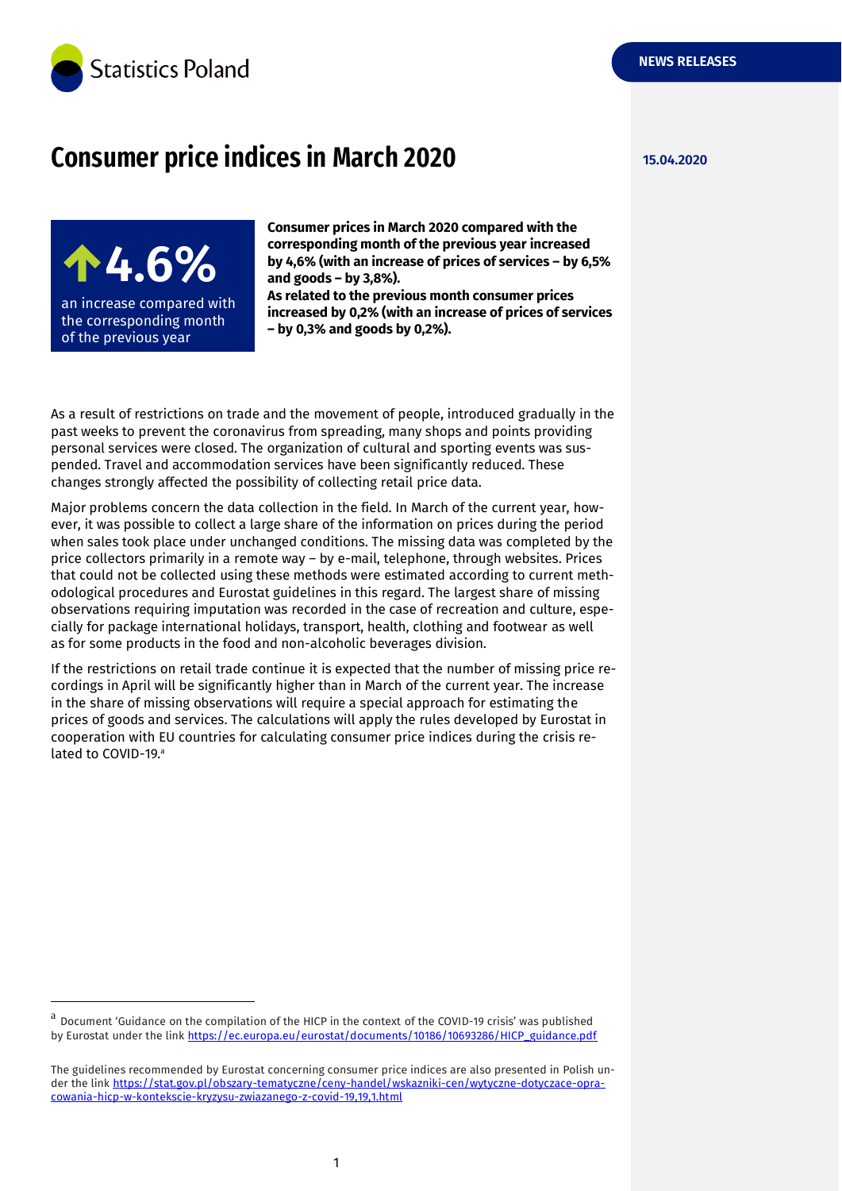Statistics Poland

NEWS RELEASES

15.04.2020

# Consumer price indices in March 2020

**4.6%**

an increase compared with the corresponding month of the previous year

**Consumer prices in March 2020 compared with the corresponding month of the previous year increased by 4,6% (with an increase of prices of services – by 6,5% and goods – by 3,8%).**
**As related to the previous month consumer prices increased by 0,2% (with an increase of prices of services – by 0,3% and goods by 0,2%).**

As a result of restrictions on trade and the movement of people, introduced gradually in the past weeks to prevent the coronavirus from spreading, many shops and points providing personal services were closed. The organization of cultural and sporting events was suspended. Travel and accommodation services have been significantly reduced. These changes strongly affected the possibility of collecting retail price data.

Major problems concern the data collection in the field. In March of the current year, however, it was possible to collect a large share of the information on prices during the period when sales took place under unchanged conditions. The missing data was completed by the price collectors primarily in a remote way – by e-mail, telephone, through websites. Prices that could not be collected using these methods were estimated according to current methodological procedures and Eurostat guidelines in this regard. The largest share of missing observations requiring imputation was recorded in the case of recreation and culture, especially for package international holidays, transport, health, clothing and footwear as well as for some products in the food and non-alcoholic beverages division.

If the restrictions on retail trade continue it is expected that the number of missing price recordings in April will be significantly higher than in March of the current year. The increase in the share of missing observations will require a special approach for estimating the prices of goods and services. The calculations will apply the rules developed by Eurostat in cooperation with EU countries for calculating consumer price indices during the crisis related to COVID-19.[a]

---

[a] Document 'Guidance on the compilation of the HICP in the context of the COVID-19 crisis' was published by Eurostat under the link https://ec.europa.eu/eurostat/documents/10186/10693286/HICP_guidance.pdf

The guidelines recommended by Eurostat concerning consumer price indices are also presented in Polish under the link https://stat.gov.pl/obszary-tematyczne/ceny-handel/wskazniki-cen/wytyczne-dotyczace-opracowania-hicp-w-kontekscie-kryzysu-zwiazanego-z-covid-19,19,1.html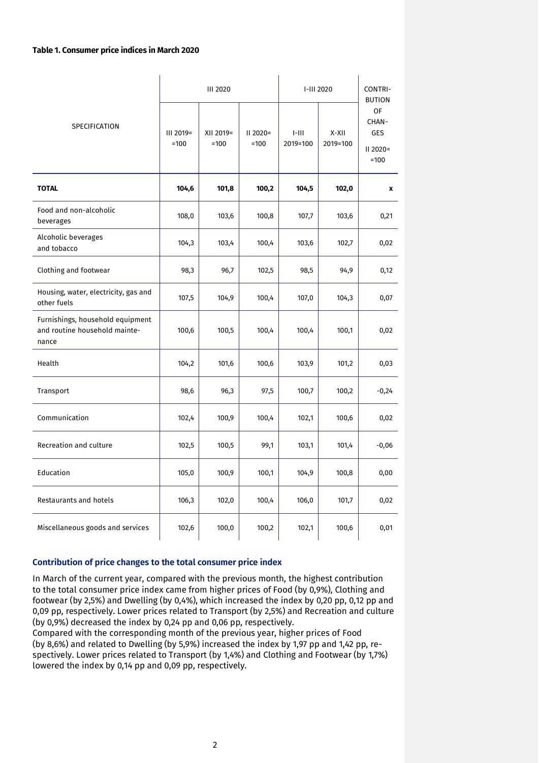**Table 1. Consumer price indices in March 2020**

| SPECIFICATION | III 2020 | | | I-III 2020 | | CONTRIBUTION OF CHANGES |
|---|---|---|---|---|---|---|
| | III 2019= =100 | XII 2019= =100 | II 2020= =100 | I-III 2019=100 | X-XII 2019=100 | II 2020= =100 |
| **TOTAL** | **104,6** | **101,8** | **100,2** | **104,5** | **102,0** | **x** |
| Food and non-alcoholic beverages | 108,0 | 103,6 | 100,8 | 107,7 | 103,6 | 0,21 |
| Alcoholic beverages and tobacco | 104,3 | 103,4 | 100,4 | 103,6 | 102,7 | 0,02 |
| Clothing and footwear | 98,3 | 96,7 | 102,5 | 98,5 | 94,9 | 0,12 |
| Housing, water, electricity, gas and other fuels | 107,5 | 104,9 | 100,4 | 107,0 | 104,3 | 0,07 |
| Furnishings, household equipment and routine household maintenance | 100,6 | 100,5 | 100,4 | 100,4 | 100,1 | 0,02 |
| Health | 104,2 | 101,6 | 100,6 | 103,9 | 101,2 | 0,03 |
| Transport | 98,6 | 96,3 | 97,5 | 100,7 | 100,2 | -0,24 |
| Communication | 102,4 | 100,9 | 100,4 | 102,1 | 100,6 | 0,02 |
| Recreation and culture | 102,5 | 100,5 | 99,1 | 103,1 | 101,4 | -0,06 |
| Education | 105,0 | 100,9 | 100,1 | 104,9 | 100,8 | 0,00 |
| Restaurants and hotels | 106,3 | 102,0 | 100,4 | 106,0 | 101,7 | 0,02 |
| Miscellaneous goods and services | 102,6 | 100,0 | 100,2 | 102,1 | 100,6 | 0,01 |

## Contribution of price changes to the total consumer price index

In March of the current year, compared with the previous month, the highest contribution to the total consumer price index came from higher prices of Food (by 0,9%), Clothing and footwear (by 2,5%) and Dwelling (by 0,4%), which increased the index by 0,20 pp, 0,12 pp and 0,09 pp, respectively. Lower prices related to Transport (by 2,5%) and Recreation and culture (by 0,9%) decreased the index by 0,24 pp and 0,06 pp, respectively.
Compared with the corresponding month of the previous year, higher prices of Food (by 8,6%) and related to Dwelling (by 5,9%) increased the index by 1,97 pp and 1,42 pp, respectively. Lower prices related to Transport (by 1,4%) and Clothing and Footwear (by 1,7%) lowered the index by 0,14 pp and 0,09 pp, respectively.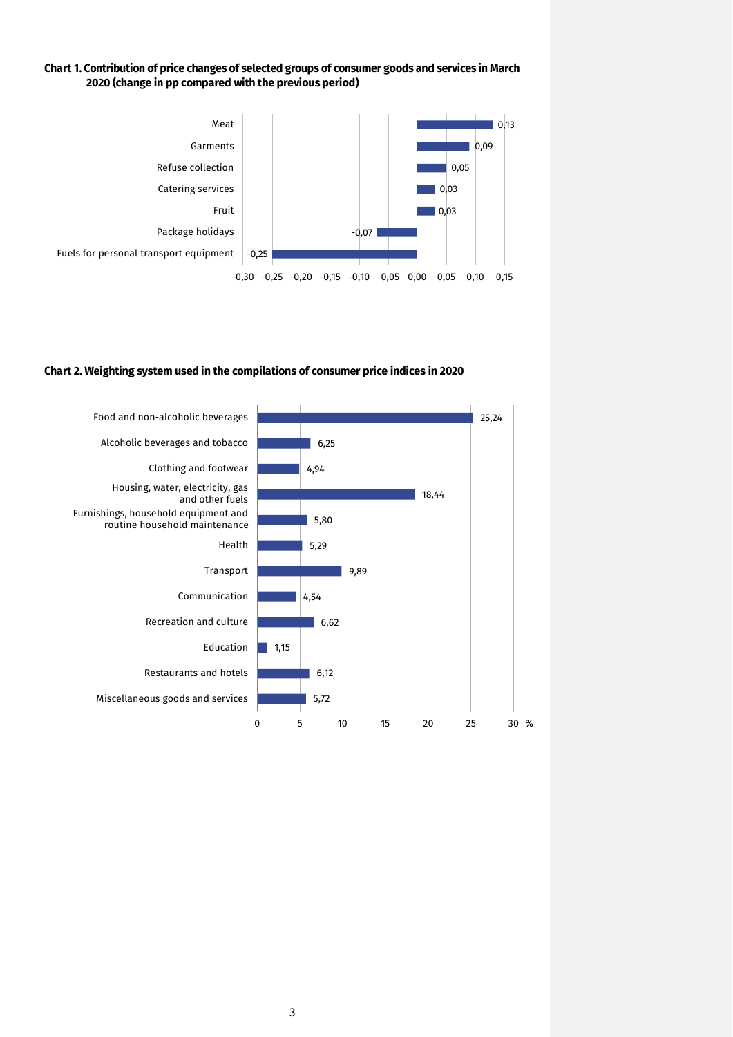**Chart 1. Contribution of price changes of selected groups of consumer goods and services in March 2020 (change in pp compared with the previous period)**

Meat 0,13
Garments 0,09
Refuse collection 0,05
Catering services 0,03
Fruit 0,03
Package holidays -0,07
Fuels for personal transport equipment -0,25

-0,30 -0,25 -0,20 -0,15 -0,10 -0,05 0,00 0,05 0,10 0,15

**Chart 2. Weighting system used in the compilations of consumer price indices in 2020**

Food and non-alcoholic beverages 25,24
Alcoholic beverages and tobacco 6,25
Clothing and footwear 4,94
Housing, water, electricity, gas and other fuels 18,44
Furnishings, household equipment and routine household maintenance 5,80
Health 5,29
Transport 9,89
Communication 4,54
Recreation and culture 6,62
Education 1,15
Restaurants and hotels 6,12
Miscellaneous goods and services 5,72

0 5 10 15 20 25 30 %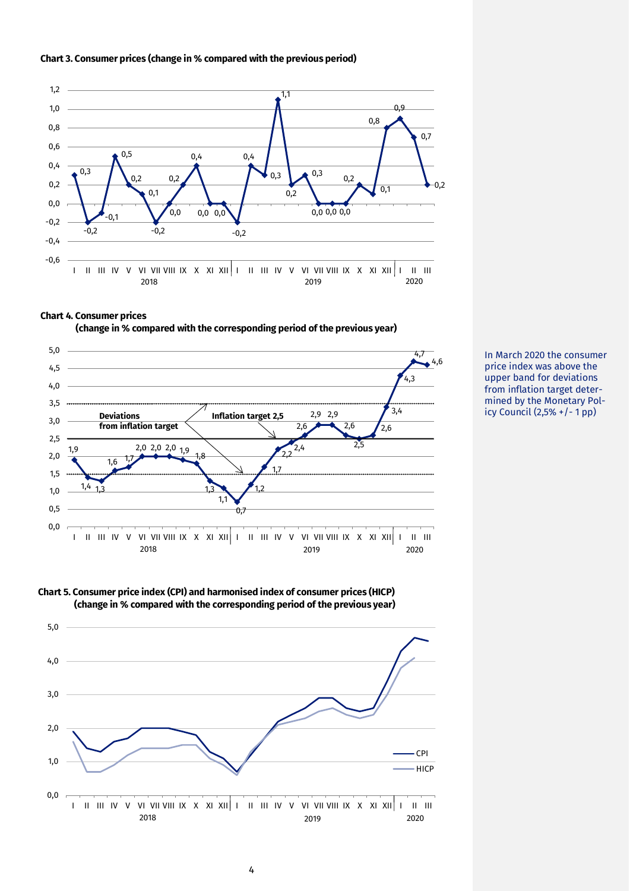**Chart 3. Consumer prices (change in % compared with the previous period)**

1,2
1,0
0,8
0,6
0,4
0,2
0,0
-0,2
-0,4
-0,6

0,3 -0,2 -0,1 0,5 0,2 0,1 -0,2 0,0 0,2 0,4 0,0 0,0 -0,2 0,4 0,3 1,1 0,2 0,3 0,0 0,0 0,0 0,2 0,1 0,8 0,9 0,7 0,2

I II III IV V VI VII VIII IX X XI XII I II III IV V VI VII VIII IX X XI XII I II III
2018 2019 2020

**Chart 4. Consumer prices**
**(change in % compared with the corresponding period of the previous year)**

5,0
4,5
4,0
3,5
3,0
2,5
2,0
1,5
1,0
0,5
0,0

Deviations from inflation target
Inflation target 2,5

1,9 1,4 1,3 1,6 1,7 2,0 2,0 2,0 1,9 1,8 1,3 1,1 0,7 1,2 1,7 2,2 2,4 2,6 2,9 2,9 2,6 2,5 2,6 3,4 4,3 4,7 4,6

I II III IV V VI VII VIII IX X XI XII I II III IV V VI VII VIII IX X XI XII I II III
2018 2019 2020

In March 2020 the consumer price index was above the upper band for deviations from inflation target determined by the Monetary Policy Council (2,5% +/- 1 pp)

**Chart 5. Consumer price index (CPI) and harmonised index of consumer prices (HICP)**
**(change in % compared with the corresponding period of the previous year)**

5,0
4,0
3,0
2,0
1,0
0,0

CPI
HICP

I II III IV V VI VII VIII IX X XI XII I II III IV V VI VII VIII IX X XI XII I II III
2018 2019 2020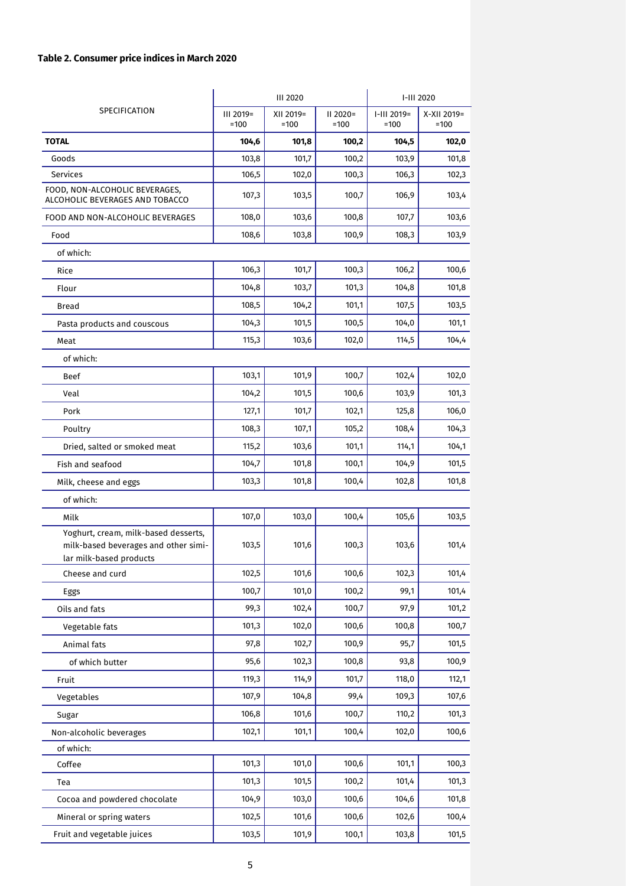**Table 2. Consumer price indices in March 2020**

| SPECIFICATION | III 2020 | | | I-III 2020 | |
|---|---|---|---|---|---|
| | III 2019= =100 | XII 2019= =100 | II 2020= =100 | I-III 2019= =100 | X-XII 2019= =100 |
| **TOTAL** | **104,6** | **101,8** | **100,2** | **104,5** | **102,0** |
| Goods | 103,8 | 101,7 | 100,2 | 103,9 | 101,8 |
| Services | 106,5 | 102,0 | 100,3 | 106,3 | 102,3 |
| FOOD, NON-ALCOHOLIC BEVERAGES, ALCOHOLIC BEVERAGES AND TOBACCO | 107,3 | 103,5 | 100,7 | 106,9 | 103,4 |
| FOOD AND NON-ALCOHOLIC BEVERAGES | 108,0 | 103,6 | 100,8 | 107,7 | 103,6 |
| Food | 108,6 | 103,8 | 100,9 | 108,3 | 103,9 |
| of which: | | | | | |
| Rice | 106,3 | 101,7 | 100,3 | 106,2 | 100,6 |
| Flour | 104,8 | 103,7 | 101,3 | 104,8 | 101,8 |
| Bread | 108,5 | 104,2 | 101,1 | 107,5 | 103,5 |
| Pasta products and couscous | 104,3 | 101,5 | 100,5 | 104,0 | 101,1 |
| Meat | 115,3 | 103,6 | 102,0 | 114,5 | 104,4 |
| of which: | | | | | |
| Beef | 103,1 | 101,9 | 100,7 | 102,4 | 102,0 |
| Veal | 104,2 | 101,5 | 100,6 | 103,9 | 101,3 |
| Pork | 127,1 | 101,7 | 102,1 | 125,8 | 106,0 |
| Poultry | 108,3 | 107,1 | 105,2 | 108,4 | 104,3 |
| Dried, salted or smoked meat | 115,2 | 103,6 | 101,1 | 114,1 | 104,1 |
| Fish and seafood | 104,7 | 101,8 | 100,1 | 104,9 | 101,5 |
| Milk, cheese and eggs | 103,3 | 101,8 | 100,4 | 102,8 | 101,8 |
| of which: | | | | | |
| Milk | 107,0 | 103,0 | 100,4 | 105,6 | 103,5 |
| Yoghurt, cream, milk-based desserts, milk-based beverages and other similar milk-based products | 103,5 | 101,6 | 100,3 | 103,6 | 101,4 |
| Cheese and curd | 102,5 | 101,6 | 100,6 | 102,3 | 101,4 |
| Eggs | 100,7 | 101,0 | 100,2 | 99,1 | 101,4 |
| Oils and fats | 99,3 | 102,4 | 100,7 | 97,9 | 101,2 |
| Vegetable fats | 101,3 | 102,0 | 100,6 | 100,8 | 100,7 |
| Animal fats | 97,8 | 102,7 | 100,9 | 95,7 | 101,5 |
| of which butter | 95,6 | 102,3 | 100,8 | 93,8 | 100,9 |
| Fruit | 119,3 | 114,9 | 101,7 | 118,0 | 112,1 |
| Vegetables | 107,9 | 104,8 | 99,4 | 109,3 | 107,6 |
| Sugar | 106,8 | 101,6 | 100,7 | 110,2 | 101,3 |
| Non-alcoholic beverages | 102,1 | 101,1 | 100,4 | 102,0 | 100,6 |
| of which: | | | | | |
| Coffee | 101,3 | 101,0 | 100,6 | 101,1 | 100,3 |
| Tea | 101,3 | 101,5 | 100,2 | 101,4 | 101,3 |
| Cocoa and powdered chocolate | 104,9 | 103,0 | 100,6 | 104,6 | 101,8 |
| Mineral or spring waters | 102,5 | 101,6 | 100,6 | 102,6 | 100,4 |
| Fruit and vegetable juices | 103,5 | 101,9 | 100,1 | 103,8 | 101,5 |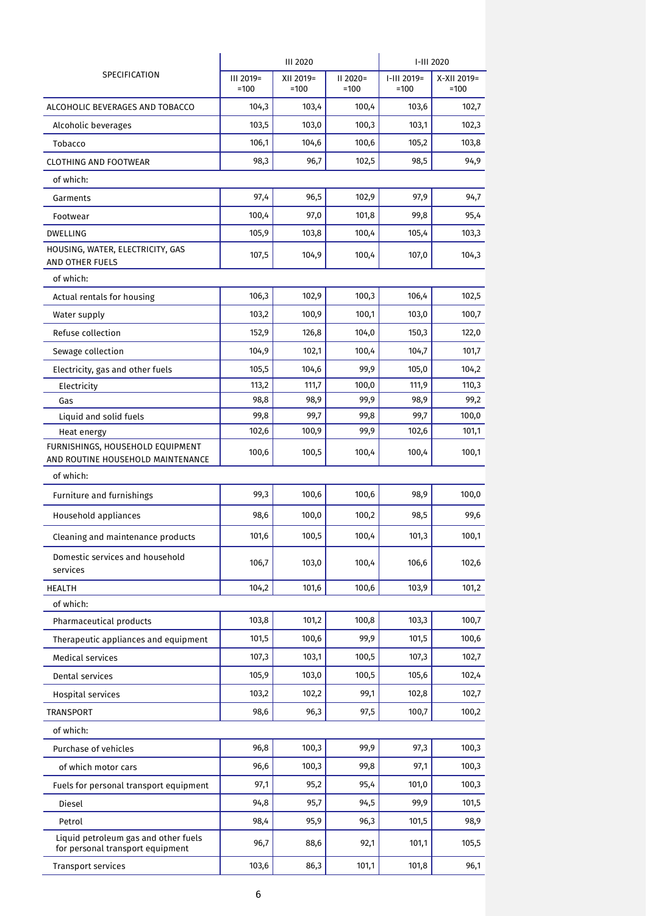| SPECIFICATION | III 2020 | | | I-III 2020 | |
|---|---|---|---|---|---|
| | III 2019= =100 | XII 2019= =100 | II 2020= =100 | I-III 2019= =100 | X-XII 2019= =100 |
| ALCOHOLIC BEVERAGES AND TOBACCO | 104,3 | 103,4 | 100,4 | 103,6 | 102,7 |
| Alcoholic beverages | 103,5 | 103,0 | 100,3 | 103,1 | 102,3 |
| Tobacco | 106,1 | 104,6 | 100,6 | 105,2 | 103,8 |
| CLOTHING AND FOOTWEAR | 98,3 | 96,7 | 102,5 | 98,5 | 94,9 |
| of which: | | | | | |
| Garments | 97,4 | 96,5 | 102,9 | 97,9 | 94,7 |
| Footwear | 100,4 | 97,0 | 101,8 | 99,8 | 95,4 |
| DWELLING | 105,9 | 103,8 | 100,4 | 105,4 | 103,3 |
| HOUSING, WATER, ELECTRICITY, GAS AND OTHER FUELS | 107,5 | 104,9 | 100,4 | 107,0 | 104,3 |
| of which: | | | | | |
| Actual rentals for housing | 106,3 | 102,9 | 100,3 | 106,4 | 102,5 |
| Water supply | 103,2 | 100,9 | 100,1 | 103,0 | 100,7 |
| Refuse collection | 152,9 | 126,8 | 104,0 | 150,3 | 122,0 |
| Sewage collection | 104,9 | 102,1 | 100,4 | 104,7 | 101,7 |
| Electricity, gas and other fuels | 105,5 | 104,6 | 99,9 | 105,0 | 104,2 |
| Electricity | 113,2 | 111,7 | 100,0 | 111,9 | 110,3 |
| Gas | 98,8 | 98,9 | 99,9 | 98,9 | 99,2 |
| Liquid and solid fuels | 99,8 | 99,7 | 99,8 | 99,7 | 100,0 |
| Heat energy | 102,6 | 100,9 | 99,9 | 102,6 | 101,1 |
| FURNISHINGS, HOUSEHOLD EQUIPMENT AND ROUTINE HOUSEHOLD MAINTENANCE | 100,6 | 100,5 | 100,4 | 100,4 | 100,1 |
| of which: | | | | | |
| Furniture and furnishings | 99,3 | 100,6 | 100,6 | 98,9 | 100,0 |
| Household appliances | 98,6 | 100,0 | 100,2 | 98,5 | 99,6 |
| Cleaning and maintenance products | 101,6 | 100,5 | 100,4 | 101,3 | 100,1 |
| Domestic services and household services | 106,7 | 103,0 | 100,4 | 106,6 | 102,6 |
| HEALTH | 104,2 | 101,6 | 100,6 | 103,9 | 101,2 |
| of which: | | | | | |
| Pharmaceutical products | 103,8 | 101,2 | 100,8 | 103,3 | 100,7 |
| Therapeutic appliances and equipment | 101,5 | 100,6 | 99,9 | 101,5 | 100,6 |
| Medical services | 107,3 | 103,1 | 100,5 | 107,3 | 102,7 |
| Dental services | 105,9 | 103,0 | 100,5 | 105,6 | 102,4 |
| Hospital services | 103,2 | 102,2 | 99,1 | 102,8 | 102,7 |
| TRANSPORT | 98,6 | 96,3 | 97,5 | 100,7 | 100,2 |
| of which: | | | | | |
| Purchase of vehicles | 96,8 | 100,3 | 99,9 | 97,3 | 100,3 |
| of which motor cars | 96,6 | 100,3 | 99,8 | 97,1 | 100,3 |
| Fuels for personal transport equipment | 97,1 | 95,2 | 95,4 | 101,0 | 100,3 |
| Diesel | 94,8 | 95,7 | 94,5 | 99,9 | 101,5 |
| Petrol | 98,4 | 95,9 | 96,3 | 101,5 | 98,9 |
| Liquid petroleum gas and other fuels for personal transport equipment | 96,7 | 88,6 | 92,1 | 101,1 | 105,5 |
| Transport services | 103,6 | 86,3 | 101,1 | 101,8 | 96,1 |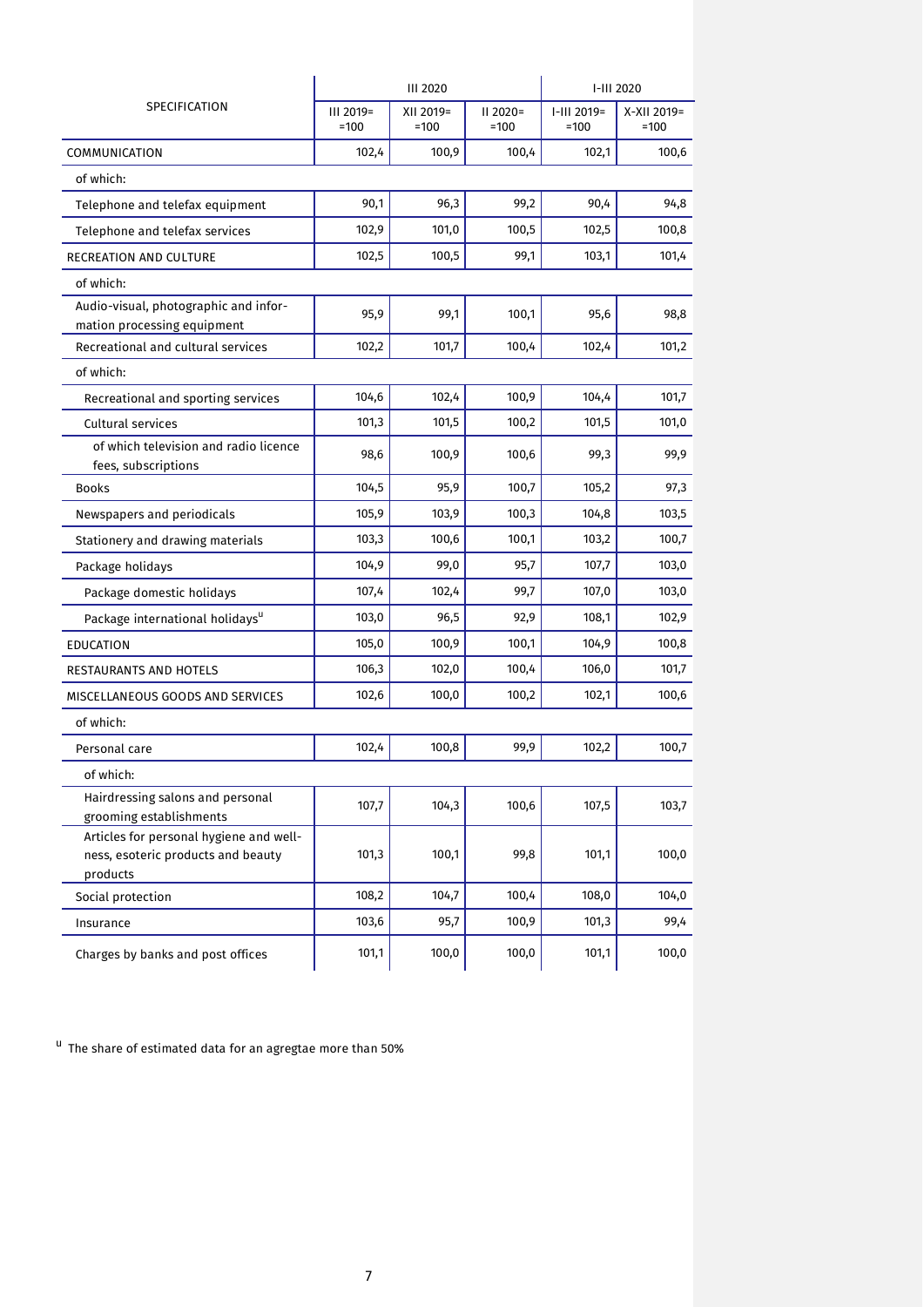| SPECIFICATION | III 2020 | | | I-III 2020 | |
|---|---|---|---|---|---|
| | III 2019= =100 | XII 2019= =100 | II 2020= =100 | I-III 2019= =100 | X-XII 2019= =100 |
| COMMUNICATION | 102,4 | 100,9 | 100,4 | 102,1 | 100,6 |
| of which: | | | | | |
| Telephone and telefax equipment | 90,1 | 96,3 | 99,2 | 90,4 | 94,8 |
| Telephone and telefax services | 102,9 | 101,0 | 100,5 | 102,5 | 100,8 |
| RECREATION AND CULTURE | 102,5 | 100,5 | 99,1 | 103,1 | 101,4 |
| of which: | | | | | |
| Audio-visual, photographic and information processing equipment | 95,9 | 99,1 | 100,1 | 95,6 | 98,8 |
| Recreational and cultural services | 102,2 | 101,7 | 100,4 | 102,4 | 101,2 |
| of which: | | | | | |
| Recreational and sporting services | 104,6 | 102,4 | 100,9 | 104,4 | 101,7 |
| Cultural services | 101,3 | 101,5 | 100,2 | 101,5 | 101,0 |
| of which television and radio licence fees, subscriptions | 98,6 | 100,9 | 100,6 | 99,3 | 99,9 |
| Books | 104,5 | 95,9 | 100,7 | 105,2 | 97,3 |
| Newspapers and periodicals | 105,9 | 103,9 | 100,3 | 104,8 | 103,5 |
| Stationery and drawing materials | 103,3 | 100,6 | 100,1 | 103,2 | 100,7 |
| Package holidays | 104,9 | 99,0 | 95,7 | 107,7 | 103,0 |
| Package domestic holidays | 107,4 | 102,4 | 99,7 | 107,0 | 103,0 |
| Package international holidays[u] | 103,0 | 96,5 | 92,9 | 108,1 | 102,9 |
| EDUCATION | 105,0 | 100,9 | 100,1 | 104,9 | 100,8 |
| RESTAURANTS AND HOTELS | 106,3 | 102,0 | 100,4 | 106,0 | 101,7 |
| MISCELLANEOUS GOODS AND SERVICES | 102,6 | 100,0 | 100,2 | 102,1 | 100,6 |
| of which: | | | | | |
| Personal care | 102,4 | 100,8 | 99,9 | 102,2 | 100,7 |
| of which: | | | | | |
| Hairdressing salons and personal grooming establishments | 107,7 | 104,3 | 100,6 | 107,5 | 103,7 |
| Articles for personal hygiene and wellness, esoteric products and beauty products | 101,3 | 100,1 | 99,8 | 101,1 | 100,0 |
| Social protection | 108,2 | 104,7 | 100,4 | 108,0 | 104,0 |
| Insurance | 103,6 | 95,7 | 100,9 | 101,3 | 99,4 |
| Charges by banks and post offices | 101,1 | 100,0 | 100,0 | 101,1 | 100,0 |

[u] The share of estimated data for an agregtae more than 50%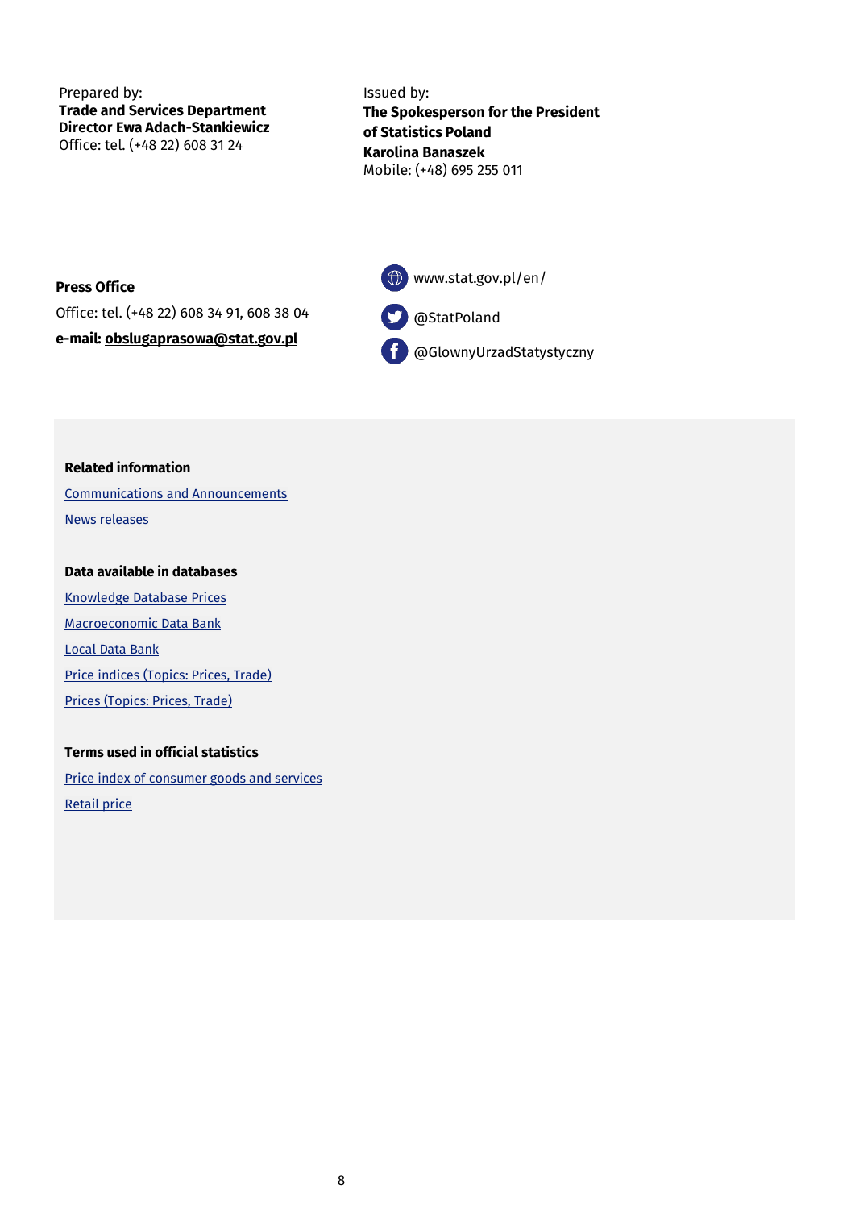Prepared by:
**Trade and Services Department**
**Director Ewa Adach-Stankiewicz**
Office: tel. (+48 22) 608 31 24

Issued by:
**The Spokesperson for the President of Statistics Poland**
**Karolina Banaszek**
Mobile: (+48) 695 255 011

**Press Office**
Office: tel. (+48 22) 608 34 91, 608 38 04
**e-mail: obslugaprasowa@stat.gov.pl**

www.stat.gov.pl/en/
@StatPoland
@GlownyUrzadStatystyczny

**Related information**

Communications and Announcements

News releases

**Data available in databases**

Knowledge Database Prices

Macroeconomic Data Bank

Local Data Bank

Price indices (Topics: Prices, Trade)

Prices (Topics: Prices, Trade)

**Terms used in official statistics**

Price index of consumer goods and services

Retail price